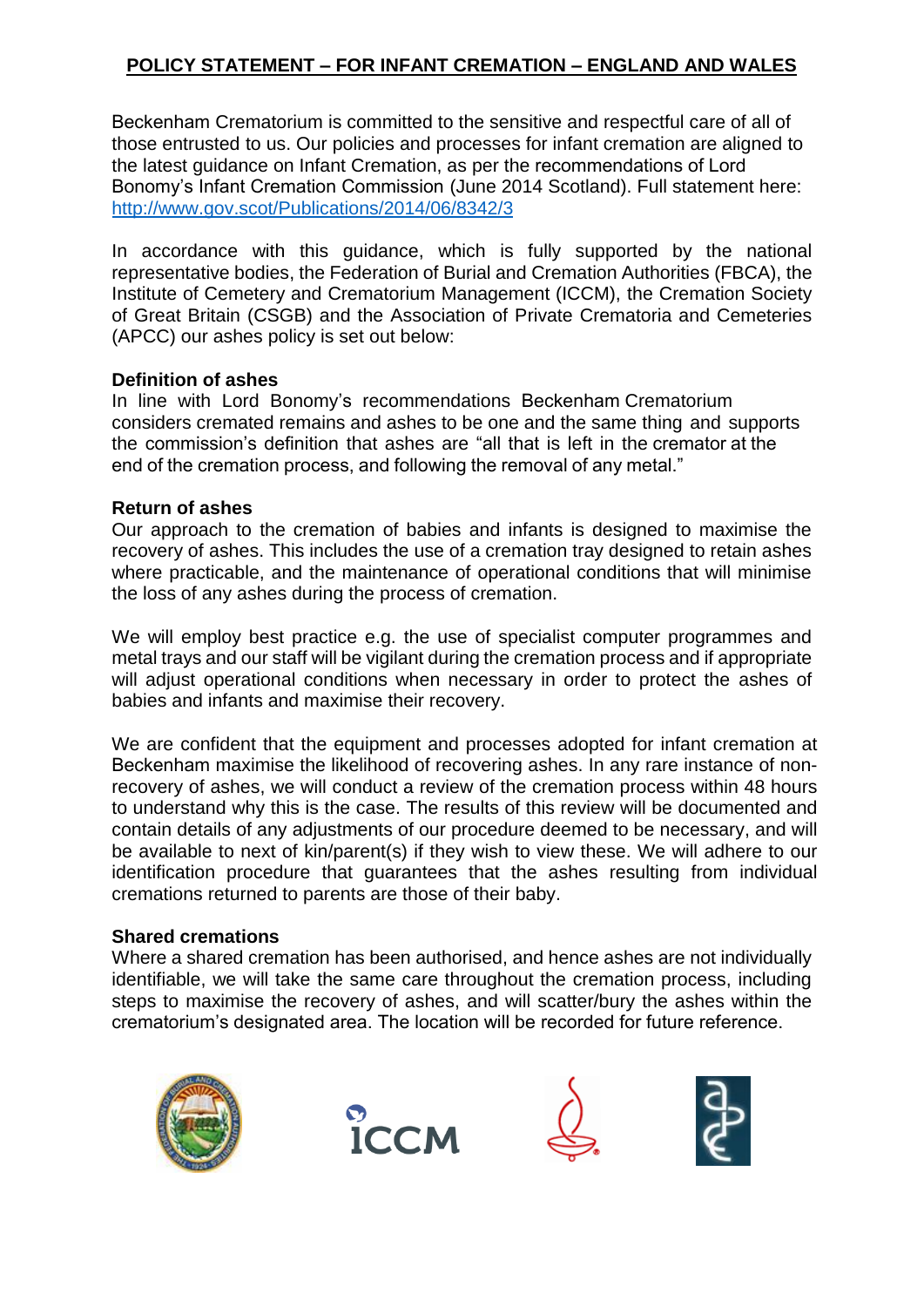# POLICY STATEMENT – FOR INFANT CREMATION – ENGLAND AND WALES

Beckenham Crematorium is committed to the sensitive and respectful care of all of those entrusted to us. Our policies and processes for infant cremation are aligned to the latest guidance on Infant Cremation, as per the recommendations of Lord Bonomy's Infant Cremation Commission (June 2014 Scotland). Full statement here: http://www.gov.scot/Publications/2014/06/8342/3

In accordance with this guidance, which is fully supported by the national representative bodies, the Federation of Burial and Cremation Authorities (FBCA), the Institute of Cemetery and Crematorium Management (ICCM), the Cremation Society of Great Britain (CSGB) and the Association of Private Crematoria and Cemeteries (APCC) our ashes policy is set out below:

**Definition of ashes**

In line with Lord Bonomy's recommendations Beckenham Crematorium considers cremated remains and ashes to be one and the same thing and supports the commission's definition that ashes are "all that is left in the cremator at the end of the cremation process, and following the removal of any metal."

**Return of ashes**

Our approach to the cremation of babies and infants is designed to maximise the recovery of ashes. This includes the use of a cremation tray designed to retain ashes where practicable, and the maintenance of operational conditions that will minimise the loss of any ashes during the process of cremation.

We will employ best practice e.g. the use of specialist computer programmes and metal trays and our staff will be vigilant during the cremation process and if appropriate will adjust operational conditions when necessary in order to protect the ashes of babies and infants and maximise their recovery.

We are confident that the equipment and processes adopted for infant cremation at Beckenham maximise the likelihood of recovering ashes. In any rare instance of non-recovery of ashes, we will conduct a review of the cremation process within 48 hours to understand why this is the case. The results of this review will be documented and contain details of any adjustments of our procedure deemed to be necessary, and will be available to next of kin/parent(s) if they wish to view these. We will adhere to our identification procedure that guarantees that the ashes resulting from individual cremations returned to parents are those of their baby.

**Shared cremations**

Where a shared cremation has been authorised, and hence ashes are not individually identifiable, we will take the same care throughout the cremation process, including steps to maximise the recovery of ashes, and will scatter/bury the ashes within the crematorium's designated area. The location will be recorded for future reference.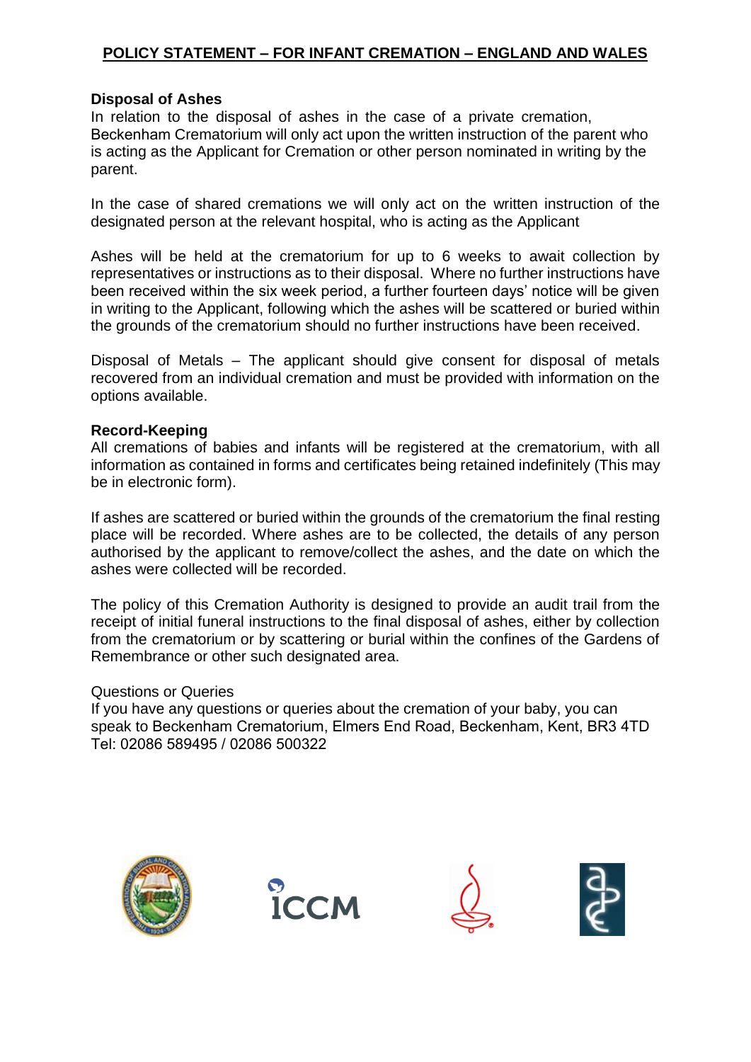## POLICY STATEMENT – FOR INFANT CREMATION – ENGLAND AND WALES

**Disposal of Ashes**

In relation to the disposal of ashes in the case of a private cremation, Beckenham Crematorium will only act upon the written instruction of the parent who is acting as the Applicant for Cremation or other person nominated in writing by the parent.

In the case of shared cremations we will only act on the written instruction of the designated person at the relevant hospital, who is acting as the Applicant

Ashes will be held at the crematorium for up to 6 weeks to await collection by representatives or instructions as to their disposal. Where no further instructions have been received within the six week period, a further fourteen days' notice will be given in writing to the Applicant, following which the ashes will be scattered or buried within the grounds of the crematorium should no further instructions have been received.

Disposal of Metals – The applicant should give consent for disposal of metals recovered from an individual cremation and must be provided with information on the options available.

**Record-Keeping**

All cremations of babies and infants will be registered at the crematorium, with all information as contained in forms and certificates being retained indefinitely (This may be in electronic form).

If ashes are scattered or buried within the grounds of the crematorium the final resting place will be recorded. Where ashes are to be collected, the details of any person authorised by the applicant to remove/collect the ashes, and the date on which the ashes were collected will be recorded.

The policy of this Cremation Authority is designed to provide an audit trail from the receipt of initial funeral instructions to the final disposal of ashes, either by collection from the crematorium or by scattering or burial within the confines of the Gardens of Remembrance or other such designated area.

Questions or Queries

If you have any questions or queries about the cremation of your baby, you can speak to Beckenham Crematorium, Elmers End Road, Beckenham, Kent, BR3 4TD
Tel: 02086 589495 / 02086 500322